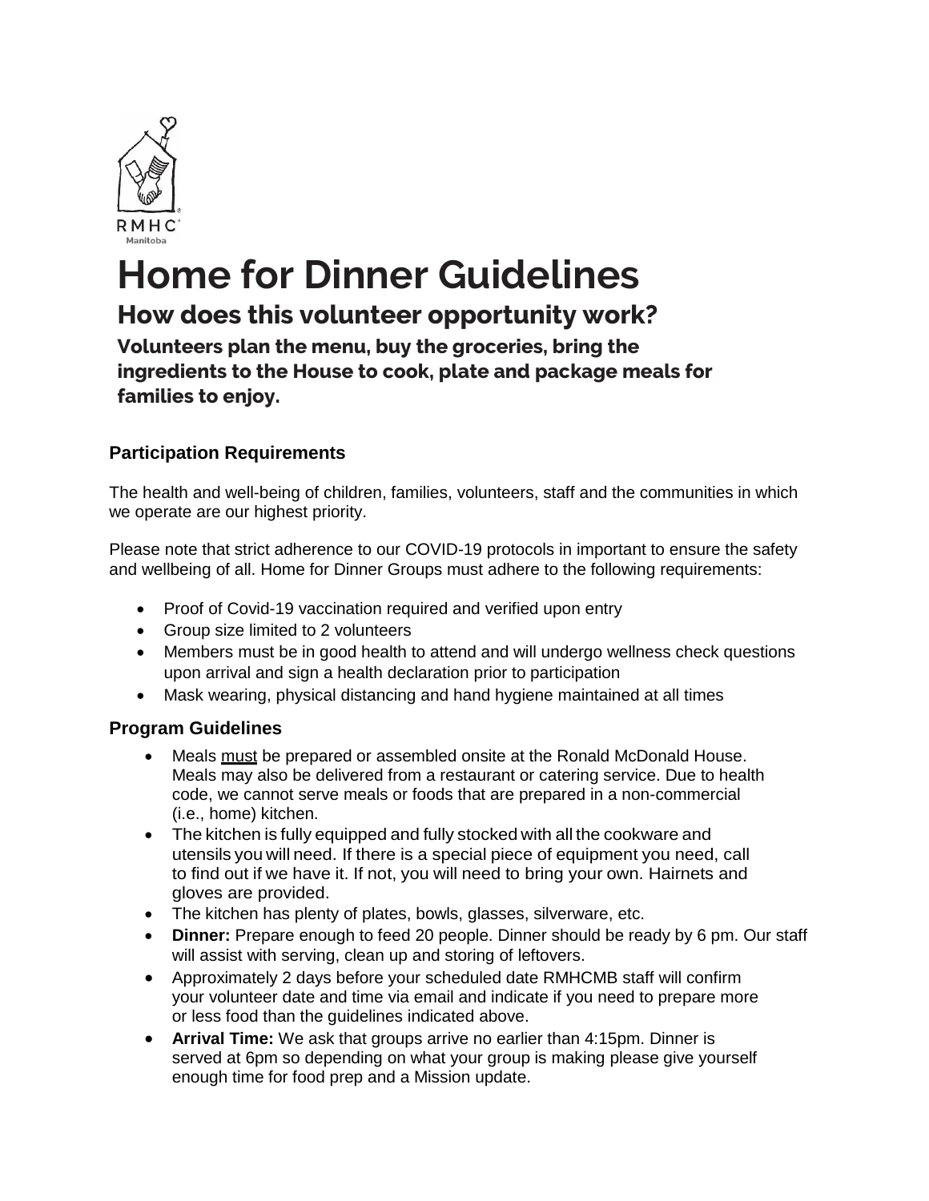# Home for Dinner Guidelines

## How does this volunteer opportunity work?

### Volunteers plan the menu, buy the groceries, bring the ingredients to the House to cook, plate and package meals for families to enjoy.

**Participation Requirements**

The health and well-being of children, families, volunteers, staff and the communities in which we operate are our highest priority.

Please note that strict adherence to our COVID-19 protocols in important to ensure the safety and wellbeing of all. Home for Dinner Groups must adhere to the following requirements:

- Proof of Covid-19 vaccination required and verified upon entry
- Group size limited to 2 volunteers
- Members must be in good health to attend and will undergo wellness check questions upon arrival and sign a health declaration prior to participation
- Mask wearing, physical distancing and hand hygiene maintained at all times

**Program Guidelines**

- Meals <u>must</u> be prepared or assembled onsite at the Ronald McDonald House. Meals may also be delivered from a restaurant or catering service. Due to health code, we cannot serve meals or foods that are prepared in a non-commercial (i.e., home) kitchen.
- The kitchen is fully equipped and fully stocked with all the cookware and utensils you will need. If there is a special piece of equipment you need, call to find out if we have it. If not, you will need to bring your own. Hairnets and gloves are provided.
- The kitchen has plenty of plates, bowls, glasses, silverware, etc.
- **Dinner:** Prepare enough to feed 20 people. Dinner should be ready by 6 pm. Our staff will assist with serving, clean up and storing of leftovers.
- Approximately 2 days before your scheduled date RMHCMB staff will confirm your volunteer date and time via email and indicate if you need to prepare more or less food than the guidelines indicated above.
- **Arrival Time:** We ask that groups arrive no earlier than 4:15pm. Dinner is served at 6pm so depending on what your group is making please give yourself enough time for food prep and a Mission update.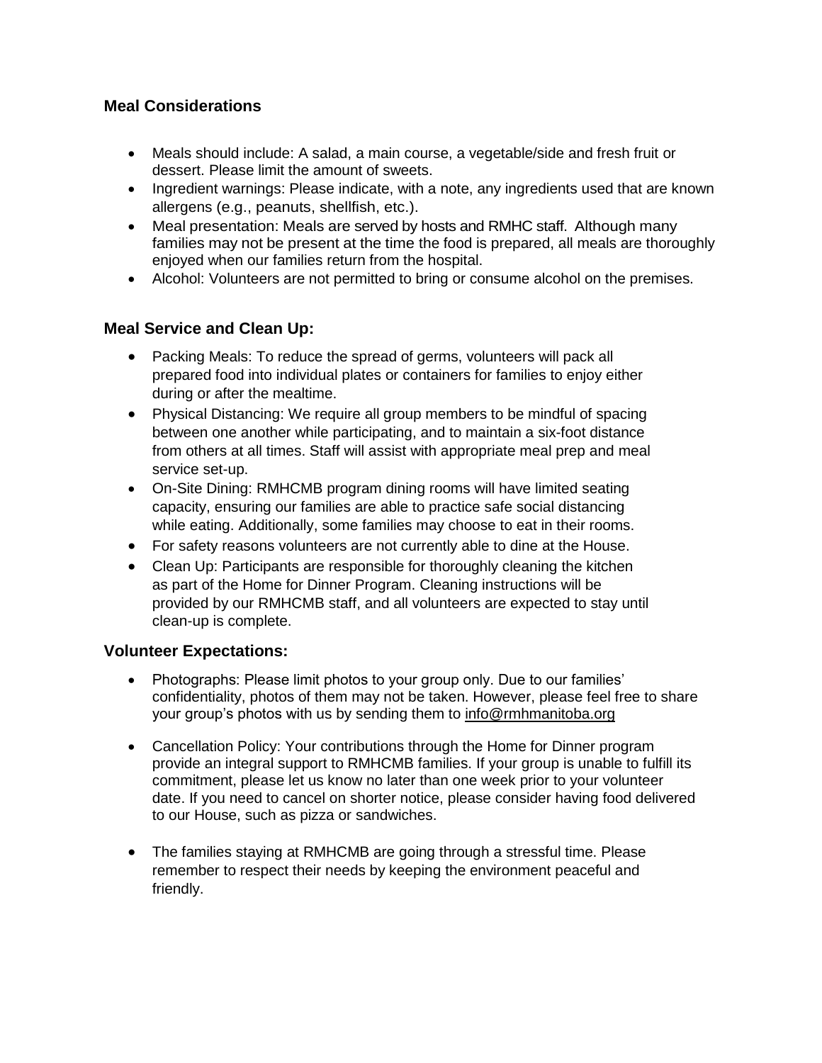## Meal Considerations

- Meals should include: A salad, a main course, a vegetable/side and fresh fruit or dessert. Please limit the amount of sweets.
- Ingredient warnings: Please indicate, with a note, any ingredients used that are known allergens (e.g., peanuts, shellfish, etc.).
- Meal presentation: Meals are served by hosts and RMHC staff. Although many families may not be present at the time the food is prepared, all meals are thoroughly enjoyed when our families return from the hospital.
- Alcohol: Volunteers are not permitted to bring or consume alcohol on the premises.

## Meal Service and Clean Up:

- Packing Meals: To reduce the spread of germs, volunteers will pack all prepared food into individual plates or containers for families to enjoy either during or after the mealtime.
- Physical Distancing: We require all group members to be mindful of spacing between one another while participating, and to maintain a six-foot distance from others at all times. Staff will assist with appropriate meal prep and meal service set-up.
- On-Site Dining: RMHCMB program dining rooms will have limited seating capacity, ensuring our families are able to practice safe social distancing while eating. Additionally, some families may choose to eat in their rooms.
- For safety reasons volunteers are not currently able to dine at the House.
- Clean Up: Participants are responsible for thoroughly cleaning the kitchen as part of the Home for Dinner Program. Cleaning instructions will be provided by our RMHCMB staff, and all volunteers are expected to stay until clean-up is complete.

## Volunteer Expectations:

- Photographs: Please limit photos to your group only. Due to our families' confidentiality, photos of them may not be taken. However, please feel free to share your group's photos with us by sending them to info@rmhmanitoba.org

- Cancellation Policy: Your contributions through the Home for Dinner program provide an integral support to RMHCMB families. If your group is unable to fulfill its commitment, please let us know no later than one week prior to your volunteer date. If you need to cancel on shorter notice, please consider having food delivered to our House, such as pizza or sandwiches.

- The families staying at RMHCMB are going through a stressful time. Please remember to respect their needs by keeping the environment peaceful and friendly.